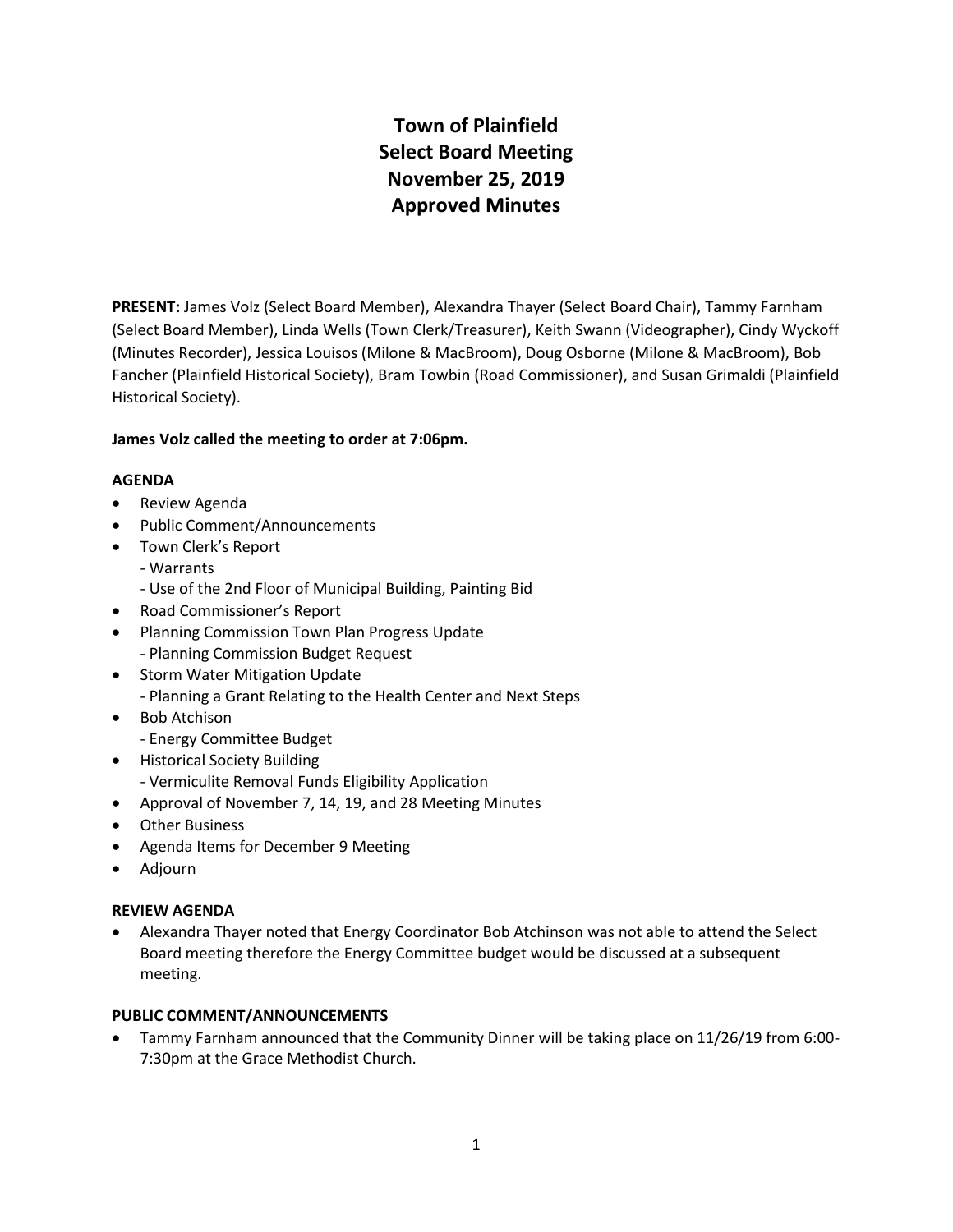# Town of Plainfield
# Select Board Meeting
# November 25, 2019
# Approved Minutes

**PRESENT:** James Volz (Select Board Member), Alexandra Thayer (Select Board Chair), Tammy Farnham (Select Board Member), Linda Wells (Town Clerk/Treasurer), Keith Swann (Videographer), Cindy Wyckoff (Minutes Recorder), Jessica Louisos (Milone & MacBroom), Doug Osborne (Milone & MacBroom), Bob Fancher (Plainfield Historical Society), Bram Towbin (Road Commissioner), and Susan Grimaldi (Plainfield Historical Society).

**James Volz called the meeting to order at 7:06pm.**

**AGENDA**

- Review Agenda
- Public Comment/Announcements
- Town Clerk's Report
  - Warrants
  - Use of the 2nd Floor of Municipal Building, Painting Bid
- Road Commissioner's Report
- Planning Commission Town Plan Progress Update
  - Planning Commission Budget Request
- Storm Water Mitigation Update
  - Planning a Grant Relating to the Health Center and Next Steps
- Bob Atchison
  - Energy Committee Budget
- Historical Society Building
  - Vermiculite Removal Funds Eligibility Application
- Approval of November 7, 14, 19, and 28 Meeting Minutes
- Other Business
- Agenda Items for December 9 Meeting
- Adjourn

**REVIEW AGENDA**

- Alexandra Thayer noted that Energy Coordinator Bob Atchinson was not able to attend the Select Board meeting therefore the Energy Committee budget would be discussed at a subsequent meeting.

**PUBLIC COMMENT/ANNOUNCEMENTS**

- Tammy Farnham announced that the Community Dinner will be taking place on 11/26/19 from 6:00-7:30pm at the Grace Methodist Church.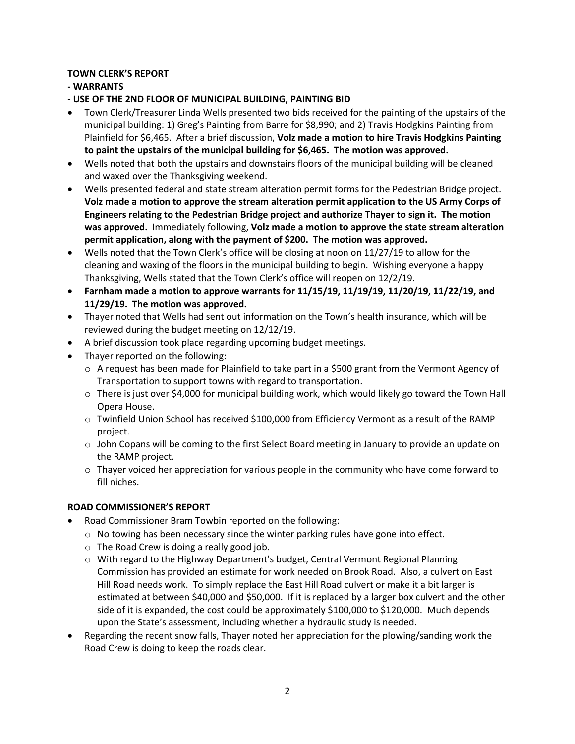**TOWN CLERK'S REPORT**

**- WARRANTS**

**- USE OF THE 2ND FLOOR OF MUNICIPAL BUILDING, PAINTING BID**

- Town Clerk/Treasurer Linda Wells presented two bids received for the painting of the upstairs of the municipal building: 1) Greg's Painting from Barre for $8,990; and 2) Travis Hodgkins Painting from Plainfield for $6,465. After a brief discussion, **Volz made a motion to hire Travis Hodgkins Painting to paint the upstairs of the municipal building for $6,465. The motion was approved.**
- Wells noted that both the upstairs and downstairs floors of the municipal building will be cleaned and waxed over the Thanksgiving weekend.
- Wells presented federal and state stream alteration permit forms for the Pedestrian Bridge project. **Volz made a motion to approve the stream alteration permit application to the US Army Corps of Engineers relating to the Pedestrian Bridge project and authorize Thayer to sign it. The motion was approved.** Immediately following, **Volz made a motion to approve the state stream alteration permit application, along with the payment of $200. The motion was approved.**
- Wells noted that the Town Clerk's office will be closing at noon on 11/27/19 to allow for the cleaning and waxing of the floors in the municipal building to begin. Wishing everyone a happy Thanksgiving, Wells stated that the Town Clerk's office will reopen on 12/2/19.
- **Farnham made a motion to approve warrants for 11/15/19, 11/19/19, 11/20/19, 11/22/19, and 11/29/19. The motion was approved.**
- Thayer noted that Wells had sent out information on the Town's health insurance, which will be reviewed during the budget meeting on 12/12/19.
- A brief discussion took place regarding upcoming budget meetings.
- Thayer reported on the following:
  - A request has been made for Plainfield to take part in a $500 grant from the Vermont Agency of Transportation to support towns with regard to transportation.
  - There is just over $4,000 for municipal building work, which would likely go toward the Town Hall Opera House.
  - Twinfield Union School has received $100,000 from Efficiency Vermont as a result of the RAMP project.
  - John Copans will be coming to the first Select Board meeting in January to provide an update on the RAMP project.
  - Thayer voiced her appreciation for various people in the community who have come forward to fill niches.

**ROAD COMMISSIONER'S REPORT**

- Road Commissioner Bram Towbin reported on the following:
  - No towing has been necessary since the winter parking rules have gone into effect.
  - The Road Crew is doing a really good job.
  - With regard to the Highway Department's budget, Central Vermont Regional Planning Commission has provided an estimate for work needed on Brook Road. Also, a culvert on East Hill Road needs work. To simply replace the East Hill Road culvert or make it a bit larger is estimated at between $40,000 and $50,000. If it is replaced by a larger box culvert and the other side of it is expanded, the cost could be approximately $100,000 to $120,000. Much depends upon the State's assessment, including whether a hydraulic study is needed.
- Regarding the recent snow falls, Thayer noted her appreciation for the plowing/sanding work the Road Crew is doing to keep the roads clear.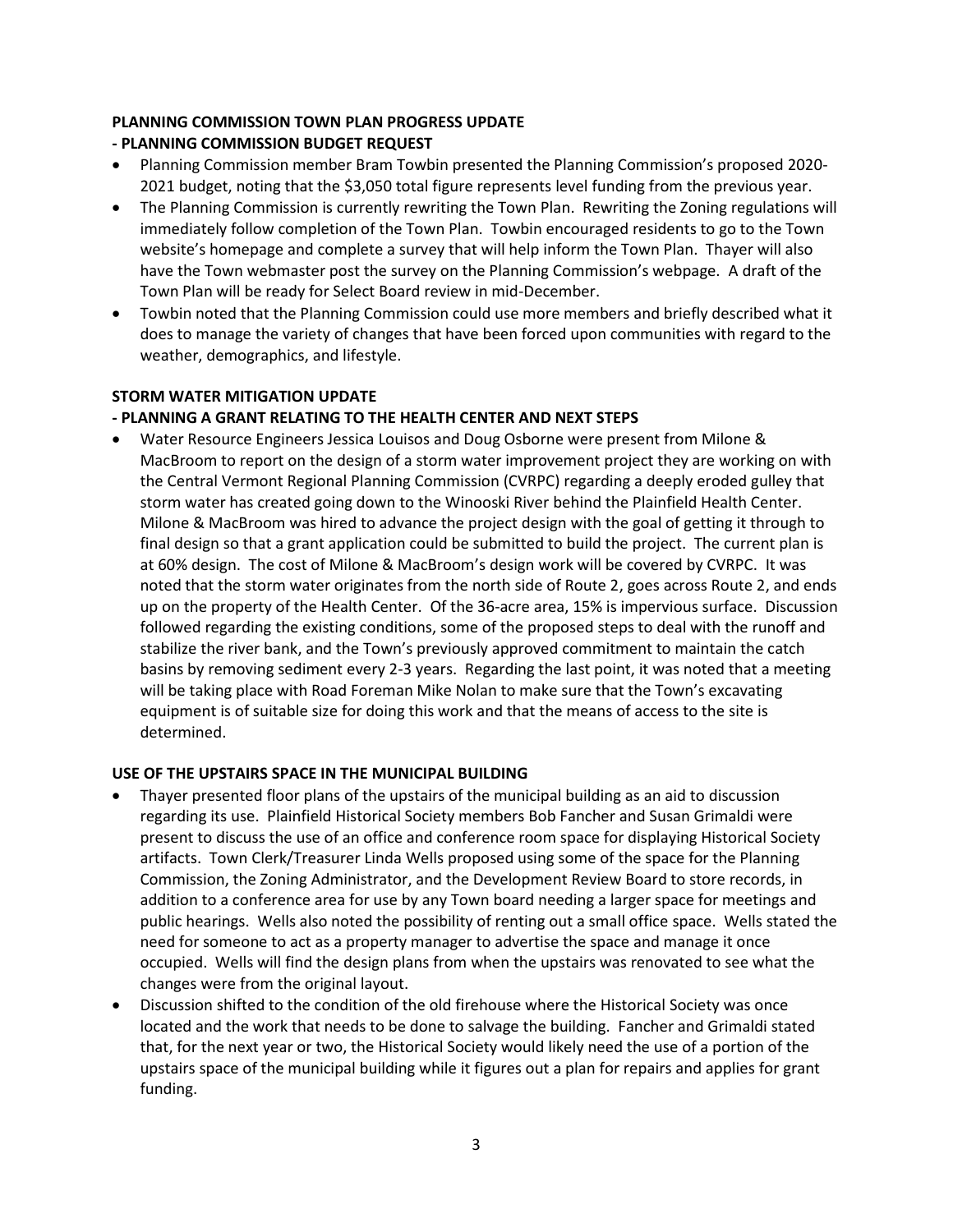**PLANNING COMMISSION TOWN PLAN PROGRESS UPDATE**

**- PLANNING COMMISSION BUDGET REQUEST**

- Planning Commission member Bram Towbin presented the Planning Commission's proposed 2020-2021 budget, noting that the $3,050 total figure represents level funding from the previous year.
- The Planning Commission is currently rewriting the Town Plan. Rewriting the Zoning regulations will immediately follow completion of the Town Plan. Towbin encouraged residents to go to the Town website's homepage and complete a survey that will help inform the Town Plan. Thayer will also have the Town webmaster post the survey on the Planning Commission's webpage. A draft of the Town Plan will be ready for Select Board review in mid-December.
- Towbin noted that the Planning Commission could use more members and briefly described what it does to manage the variety of changes that have been forced upon communities with regard to the weather, demographics, and lifestyle.

**STORM WATER MITIGATION UPDATE**

**- PLANNING A GRANT RELATING TO THE HEALTH CENTER AND NEXT STEPS**

- Water Resource Engineers Jessica Louisos and Doug Osborne were present from Milone & MacBroom to report on the design of a storm water improvement project they are working on with the Central Vermont Regional Planning Commission (CVRPC) regarding a deeply eroded gulley that storm water has created going down to the Winooski River behind the Plainfield Health Center. Milone & MacBroom was hired to advance the project design with the goal of getting it through to final design so that a grant application could be submitted to build the project. The current plan is at 60% design. The cost of Milone & MacBroom's design work will be covered by CVRPC. It was noted that the storm water originates from the north side of Route 2, goes across Route 2, and ends up on the property of the Health Center. Of the 36-acre area, 15% is impervious surface. Discussion followed regarding the existing conditions, some of the proposed steps to deal with the runoff and stabilize the river bank, and the Town's previously approved commitment to maintain the catch basins by removing sediment every 2-3 years. Regarding the last point, it was noted that a meeting will be taking place with Road Foreman Mike Nolan to make sure that the Town's excavating equipment is of suitable size for doing this work and that the means of access to the site is determined.

**USE OF THE UPSTAIRS SPACE IN THE MUNICIPAL BUILDING**

- Thayer presented floor plans of the upstairs of the municipal building as an aid to discussion regarding its use. Plainfield Historical Society members Bob Fancher and Susan Grimaldi were present to discuss the use of an office and conference room space for displaying Historical Society artifacts. Town Clerk/Treasurer Linda Wells proposed using some of the space for the Planning Commission, the Zoning Administrator, and the Development Review Board to store records, in addition to a conference area for use by any Town board needing a larger space for meetings and public hearings. Wells also noted the possibility of renting out a small office space. Wells stated the need for someone to act as a property manager to advertise the space and manage it once occupied. Wells will find the design plans from when the upstairs was renovated to see what the changes were from the original layout.
- Discussion shifted to the condition of the old firehouse where the Historical Society was once located and the work that needs to be done to salvage the building. Fancher and Grimaldi stated that, for the next year or two, the Historical Society would likely need the use of a portion of the upstairs space of the municipal building while it figures out a plan for repairs and applies for grant funding.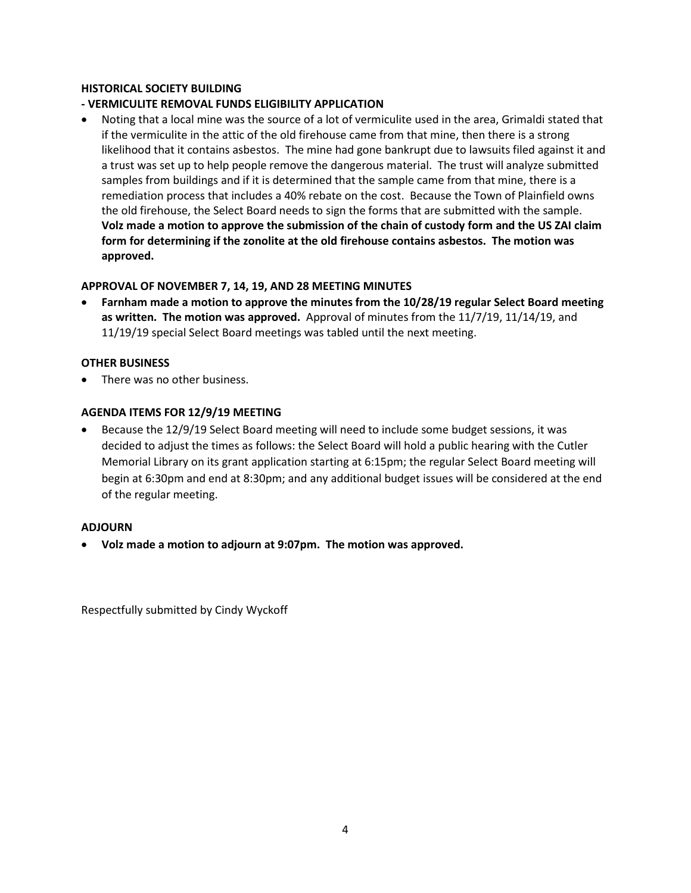**HISTORICAL SOCIETY BUILDING**

**- VERMICULITE REMOVAL FUNDS ELIGIBILITY APPLICATION**

- Noting that a local mine was the source of a lot of vermiculite used in the area, Grimaldi stated that if the vermiculite in the attic of the old firehouse came from that mine, then there is a strong likelihood that it contains asbestos. The mine had gone bankrupt due to lawsuits filed against it and a trust was set up to help people remove the dangerous material. The trust will analyze submitted samples from buildings and if it is determined that the sample came from that mine, there is a remediation process that includes a 40% rebate on the cost. Because the Town of Plainfield owns the old firehouse, the Select Board needs to sign the forms that are submitted with the sample. **Volz made a motion to approve the submission of the chain of custody form and the US ZAI claim form for determining if the zonolite at the old firehouse contains asbestos. The motion was approved.**

**APPROVAL OF NOVEMBER 7, 14, 19, AND 28 MEETING MINUTES**

- **Farnham made a motion to approve the minutes from the 10/28/19 regular Select Board meeting as written. The motion was approved.** Approval of minutes from the 11/7/19, 11/14/19, and 11/19/19 special Select Board meetings was tabled until the next meeting.

**OTHER BUSINESS**

- There was no other business.

**AGENDA ITEMS FOR 12/9/19 MEETING**

- Because the 12/9/19 Select Board meeting will need to include some budget sessions, it was decided to adjust the times as follows: the Select Board will hold a public hearing with the Cutler Memorial Library on its grant application starting at 6:15pm; the regular Select Board meeting will begin at 6:30pm and end at 8:30pm; and any additional budget issues will be considered at the end of the regular meeting.

**ADJOURN**

- **Volz made a motion to adjourn at 9:07pm. The motion was approved.**

Respectfully submitted by Cindy Wyckoff